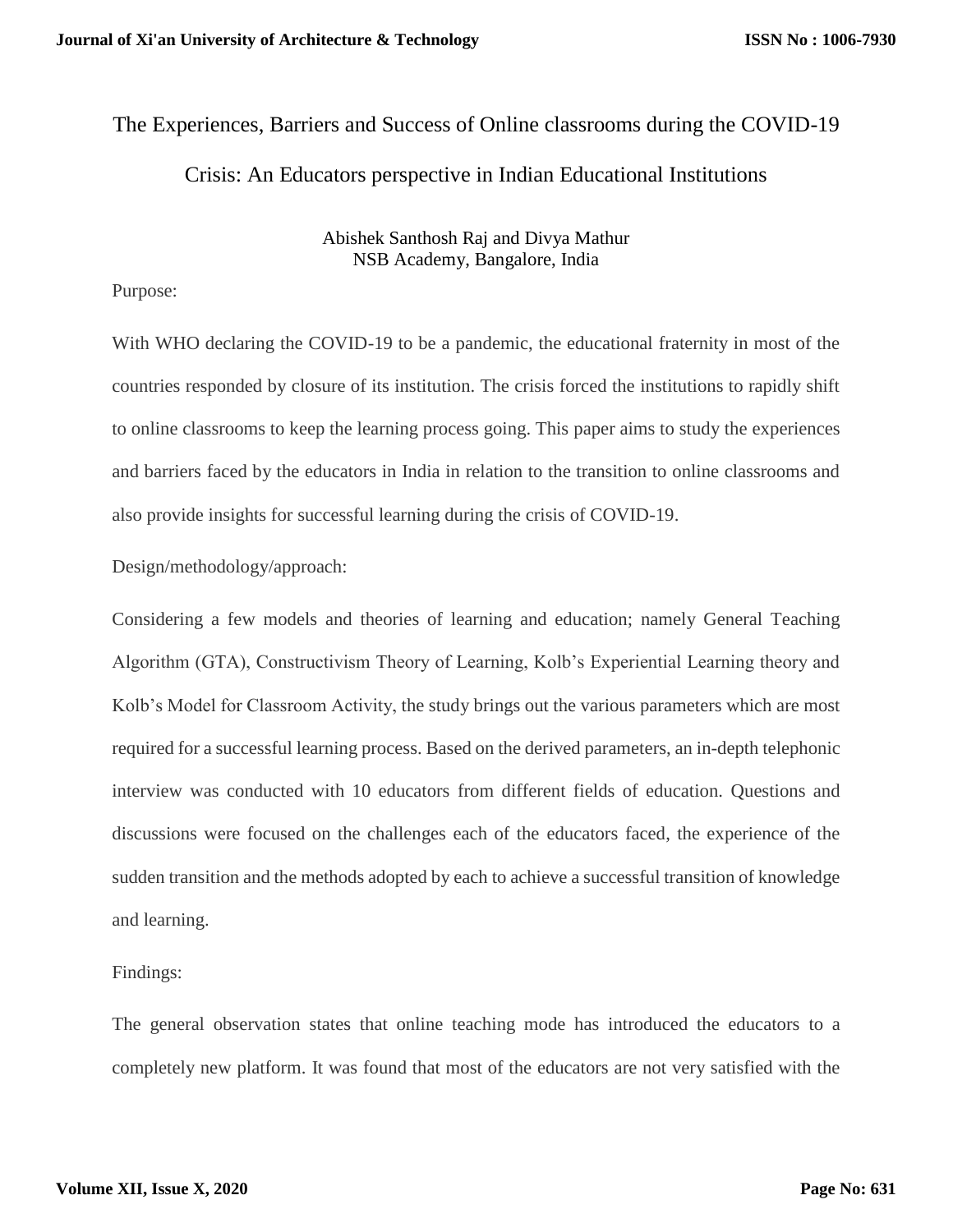# The Experiences, Barriers and Success of Online classrooms during the COVID-19 Crisis: An Educators perspective in Indian Educational Institutions

Abishek Santhosh Raj and Divya Mathur
NSB Academy, Bangalore, India

Purpose:

With WHO declaring the COVID-19 to be a pandemic, the educational fraternity in most of the countries responded by closure of its institution. The crisis forced the institutions to rapidly shift to online classrooms to keep the learning process going. This paper aims to study the experiences and barriers faced by the educators in India in relation to the transition to online classrooms and also provide insights for successful learning during the crisis of COVID-19.

Design/methodology/approach:

Considering a few models and theories of learning and education; namely General Teaching Algorithm (GTA), Constructivism Theory of Learning, Kolb's Experiential Learning theory and Kolb's Model for Classroom Activity, the study brings out the various parameters which are most required for a successful learning process. Based on the derived parameters, an in-depth telephonic interview was conducted with 10 educators from different fields of education. Questions and discussions were focused on the challenges each of the educators faced, the experience of the sudden transition and the methods adopted by each to achieve a successful transition of knowledge and learning.

Findings:

The general observation states that online teaching mode has introduced the educators to a completely new platform. It was found that most of the educators are not very satisfied with the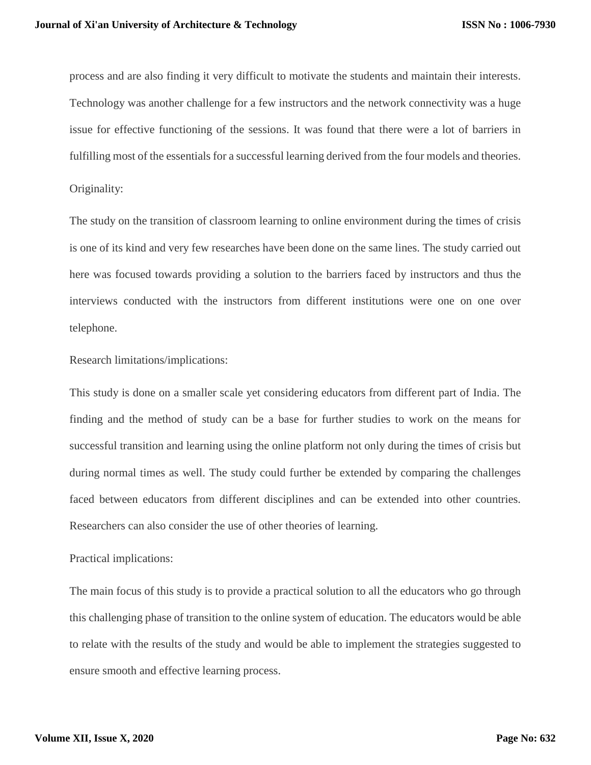process and are also finding it very difficult to motivate the students and maintain their interests. Technology was another challenge for a few instructors and the network connectivity was a huge issue for effective functioning of the sessions. It was found that there were a lot of barriers in fulfilling most of the essentials for a successful learning derived from the four models and theories.

Originality:

The study on the transition of classroom learning to online environment during the times of crisis is one of its kind and very few researches have been done on the same lines. The study carried out here was focused towards providing a solution to the barriers faced by instructors and thus the interviews conducted with the instructors from different institutions were one on one over telephone.

Research limitations/implications:

This study is done on a smaller scale yet considering educators from different part of India. The finding and the method of study can be a base for further studies to work on the means for successful transition and learning using the online platform not only during the times of crisis but during normal times as well. The study could further be extended by comparing the challenges faced between educators from different disciplines and can be extended into other countries. Researchers can also consider the use of other theories of learning.

Practical implications:

The main focus of this study is to provide a practical solution to all the educators who go through this challenging phase of transition to the online system of education. The educators would be able to relate with the results of the study and would be able to implement the strategies suggested to ensure smooth and effective learning process.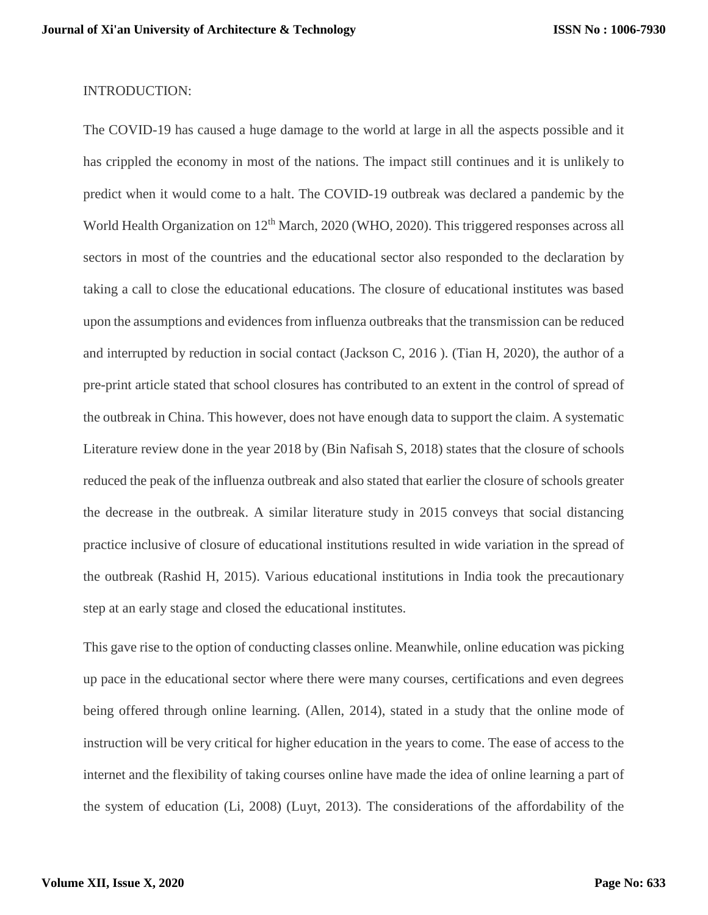INTRODUCTION:

The COVID-19 has caused a huge damage to the world at large in all the aspects possible and it has crippled the economy in most of the nations. The impact still continues and it is unlikely to predict when it would come to a halt. The COVID-19 outbreak was declared a pandemic by the World Health Organization on 12th March, 2020 (WHO, 2020). This triggered responses across all sectors in most of the countries and the educational sector also responded to the declaration by taking a call to close the educational educations. The closure of educational institutes was based upon the assumptions and evidences from influenza outbreaks that the transmission can be reduced and interrupted by reduction in social contact (Jackson C, 2016 ). (Tian H, 2020), the author of a pre-print article stated that school closures has contributed to an extent in the control of spread of the outbreak in China. This however, does not have enough data to support the claim. A systematic Literature review done in the year 2018 by (Bin Nafisah S, 2018) states that the closure of schools reduced the peak of the influenza outbreak and also stated that earlier the closure of schools greater the decrease in the outbreak. A similar literature study in 2015 conveys that social distancing practice inclusive of closure of educational institutions resulted in wide variation in the spread of the outbreak (Rashid H, 2015). Various educational institutions in India took the precautionary step at an early stage and closed the educational institutes.

This gave rise to the option of conducting classes online. Meanwhile, online education was picking up pace in the educational sector where there were many courses, certifications and even degrees being offered through online learning. (Allen, 2014), stated in a study that the online mode of instruction will be very critical for higher education in the years to come. The ease of access to the internet and the flexibility of taking courses online have made the idea of online learning a part of the system of education (Li, 2008) (Luyt, 2013). The considerations of the affordability of the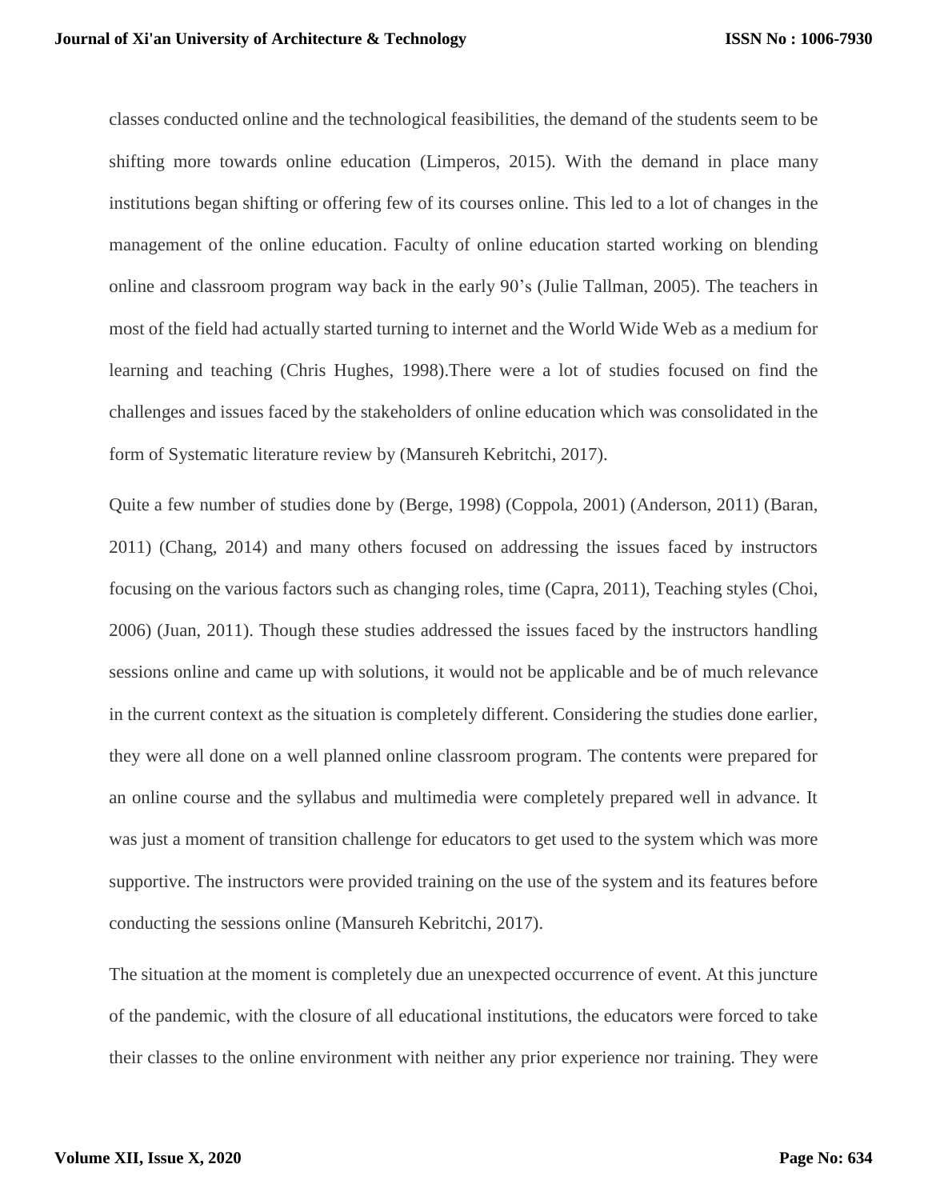classes conducted online and the technological feasibilities, the demand of the students seem to be shifting more towards online education (Limperos, 2015). With the demand in place many institutions began shifting or offering few of its courses online. This led to a lot of changes in the management of the online education. Faculty of online education started working on blending online and classroom program way back in the early 90's (Julie Tallman, 2005). The teachers in most of the field had actually started turning to internet and the World Wide Web as a medium for learning and teaching (Chris Hughes, 1998).There were a lot of studies focused on find the challenges and issues faced by the stakeholders of online education which was consolidated in the form of Systematic literature review by (Mansureh Kebritchi, 2017).

Quite a few number of studies done by (Berge, 1998) (Coppola, 2001) (Anderson, 2011) (Baran, 2011) (Chang, 2014) and many others focused on addressing the issues faced by instructors focusing on the various factors such as changing roles, time (Capra, 2011), Teaching styles (Choi, 2006) (Juan, 2011). Though these studies addressed the issues faced by the instructors handling sessions online and came up with solutions, it would not be applicable and be of much relevance in the current context as the situation is completely different. Considering the studies done earlier, they were all done on a well planned online classroom program. The contents were prepared for an online course and the syllabus and multimedia were completely prepared well in advance. It was just a moment of transition challenge for educators to get used to the system which was more supportive. The instructors were provided training on the use of the system and its features before conducting the sessions online (Mansureh Kebritchi, 2017).

The situation at the moment is completely due an unexpected occurrence of event. At this juncture of the pandemic, with the closure of all educational institutions, the educators were forced to take their classes to the online environment with neither any prior experience nor training. They were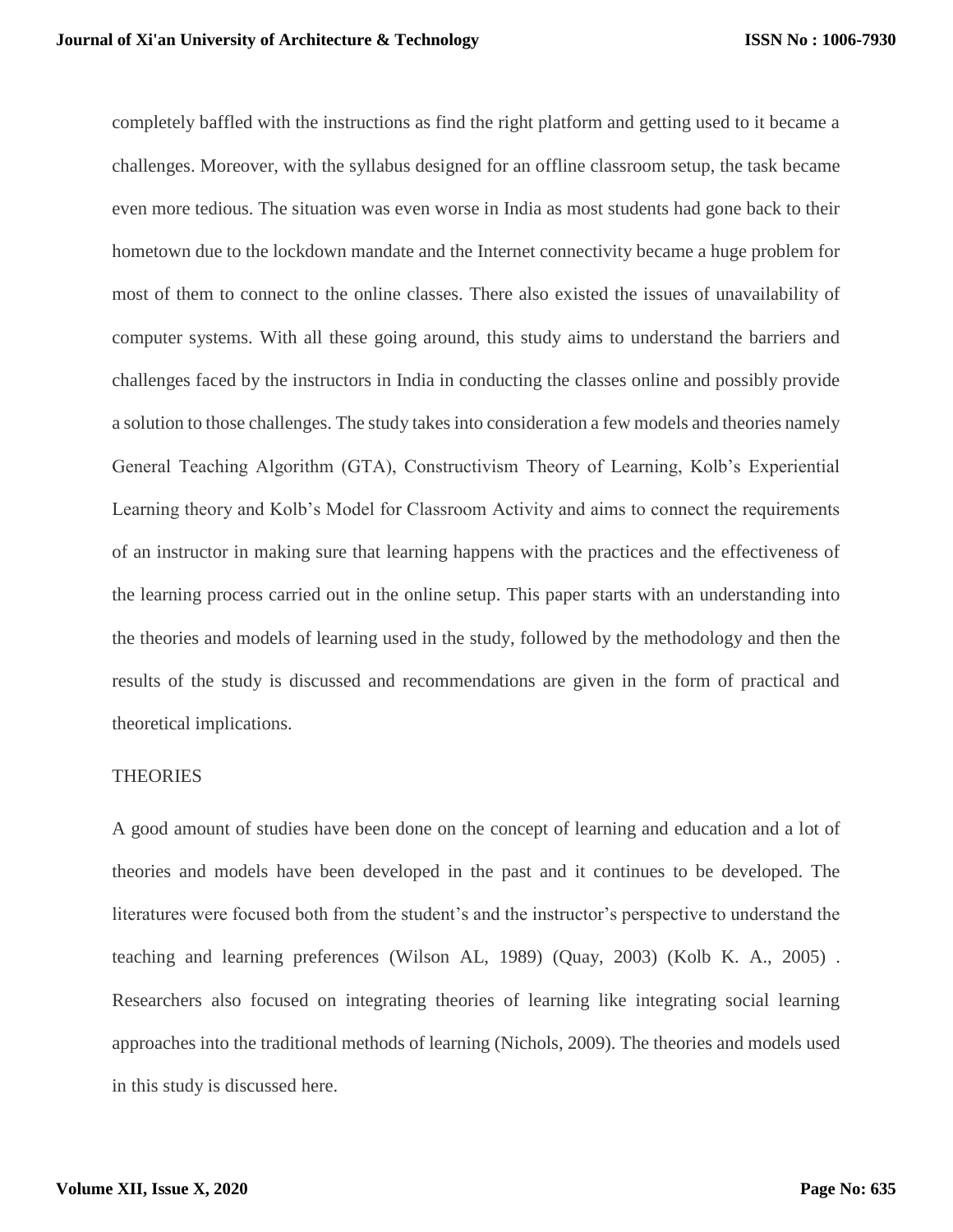completely baffled with the instructions as find the right platform and getting used to it became a challenges. Moreover, with the syllabus designed for an offline classroom setup, the task became even more tedious. The situation was even worse in India as most students had gone back to their hometown due to the lockdown mandate and the Internet connectivity became a huge problem for most of them to connect to the online classes. There also existed the issues of unavailability of computer systems. With all these going around, this study aims to understand the barriers and challenges faced by the instructors in India in conducting the classes online and possibly provide a solution to those challenges. The study takes into consideration a few models and theories namely General Teaching Algorithm (GTA), Constructivism Theory of Learning, Kolb's Experiential Learning theory and Kolb's Model for Classroom Activity and aims to connect the requirements of an instructor in making sure that learning happens with the practices and the effectiveness of the learning process carried out in the online setup. This paper starts with an understanding into the theories and models of learning used in the study, followed by the methodology and then the results of the study is discussed and recommendations are given in the form of practical and theoretical implications.

## THEORIES

A good amount of studies have been done on the concept of learning and education and a lot of theories and models have been developed in the past and it continues to be developed. The literatures were focused both from the student's and the instructor's perspective to understand the teaching and learning preferences (Wilson AL, 1989) (Quay, 2003) (Kolb K. A., 2005) . Researchers also focused on integrating theories of learning like integrating social learning approaches into the traditional methods of learning (Nichols, 2009). The theories and models used in this study is discussed here.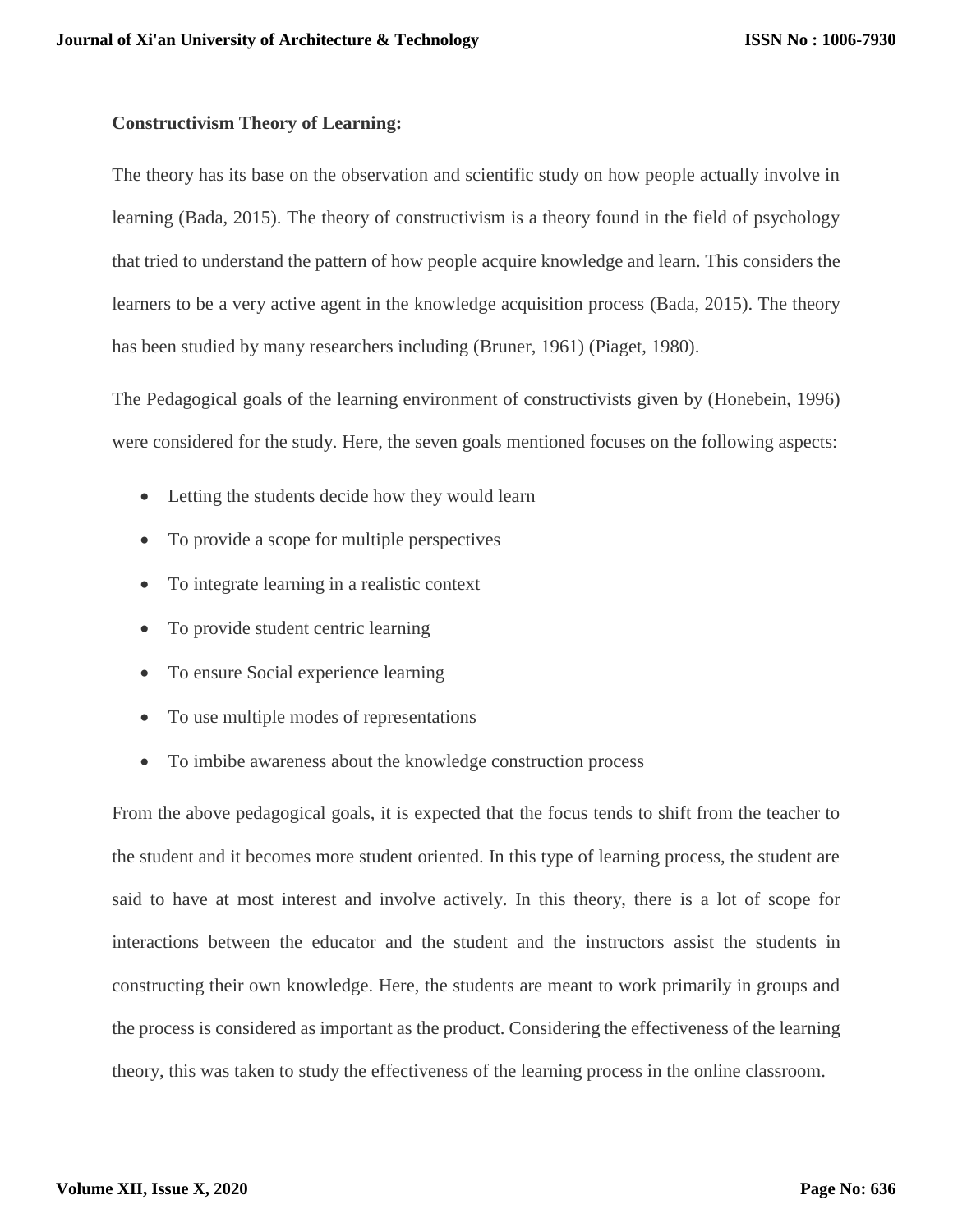**Constructivism Theory of Learning:**

The theory has its base on the observation and scientific study on how people actually involve in learning (Bada, 2015). The theory of constructivism is a theory found in the field of psychology that tried to understand the pattern of how people acquire knowledge and learn. This considers the learners to be a very active agent in the knowledge acquisition process (Bada, 2015). The theory has been studied by many researchers including (Bruner, 1961) (Piaget, 1980).

The Pedagogical goals of the learning environment of constructivists given by (Honebein, 1996) were considered for the study. Here, the seven goals mentioned focuses on the following aspects:

- Letting the students decide how they would learn
- To provide a scope for multiple perspectives
- To integrate learning in a realistic context
- To provide student centric learning
- To ensure Social experience learning
- To use multiple modes of representations
- To imbibe awareness about the knowledge construction process

From the above pedagogical goals, it is expected that the focus tends to shift from the teacher to the student and it becomes more student oriented. In this type of learning process, the student are said to have at most interest and involve actively. In this theory, there is a lot of scope for interactions between the educator and the student and the instructors assist the students in constructing their own knowledge. Here, the students are meant to work primarily in groups and the process is considered as important as the product. Considering the effectiveness of the learning theory, this was taken to study the effectiveness of the learning process in the online classroom.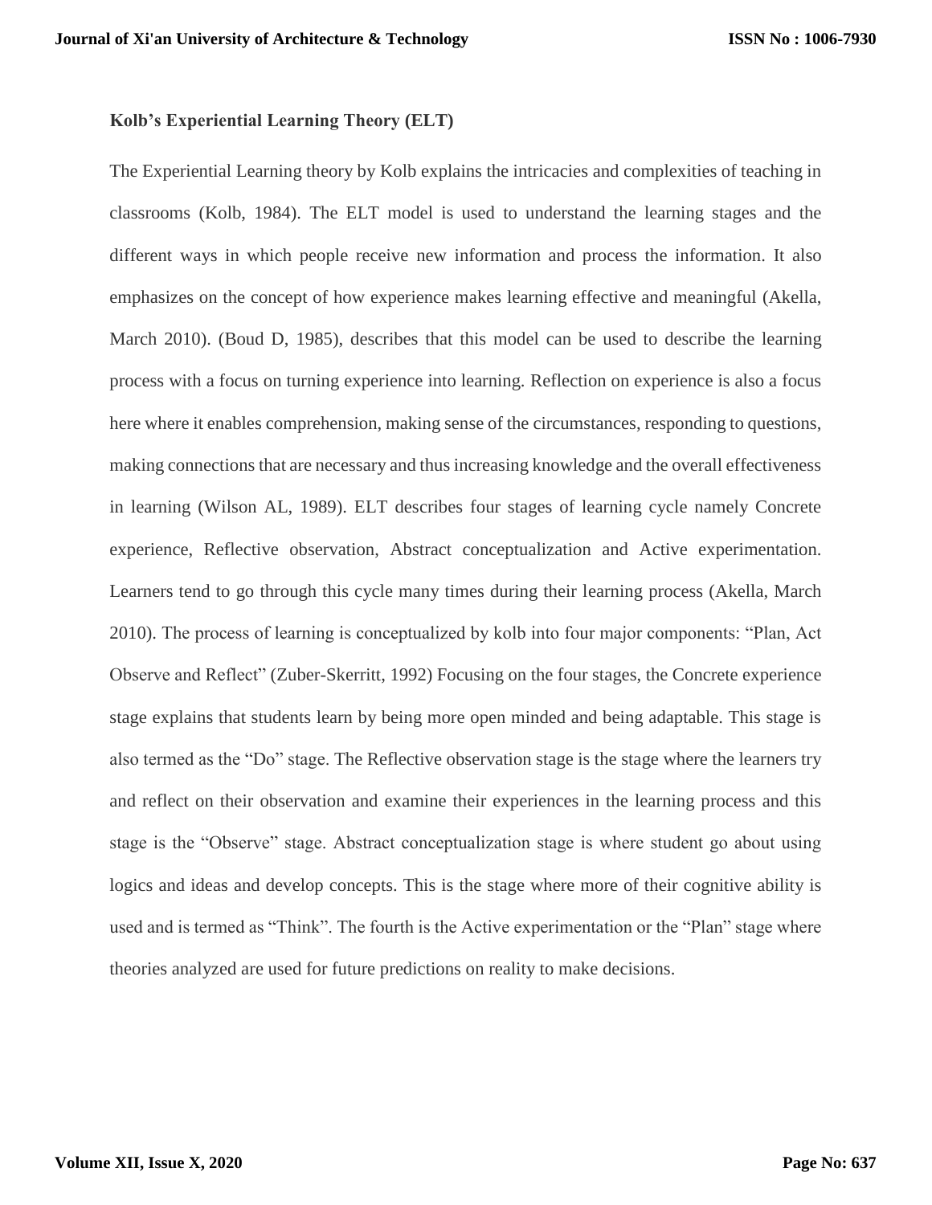### Kolb's Experiential Learning Theory (ELT)

The Experiential Learning theory by Kolb explains the intricacies and complexities of teaching in classrooms (Kolb, 1984). The ELT model is used to understand the learning stages and the different ways in which people receive new information and process the information. It also emphasizes on the concept of how experience makes learning effective and meaningful (Akella, March 2010). (Boud D, 1985), describes that this model can be used to describe the learning process with a focus on turning experience into learning. Reflection on experience is also a focus here where it enables comprehension, making sense of the circumstances, responding to questions, making connections that are necessary and thus increasing knowledge and the overall effectiveness in learning (Wilson AL, 1989). ELT describes four stages of learning cycle namely Concrete experience, Reflective observation, Abstract conceptualization and Active experimentation. Learners tend to go through this cycle many times during their learning process (Akella, March 2010). The process of learning is conceptualized by kolb into four major components: "Plan, Act Observe and Reflect" (Zuber-Skerritt, 1992) Focusing on the four stages, the Concrete experience stage explains that students learn by being more open minded and being adaptable. This stage is also termed as the "Do" stage. The Reflective observation stage is the stage where the learners try and reflect on their observation and examine their experiences in the learning process and this stage is the "Observe" stage. Abstract conceptualization stage is where student go about using logics and ideas and develop concepts. This is the stage where more of their cognitive ability is used and is termed as "Think". The fourth is the Active experimentation or the "Plan" stage where theories analyzed are used for future predictions on reality to make decisions.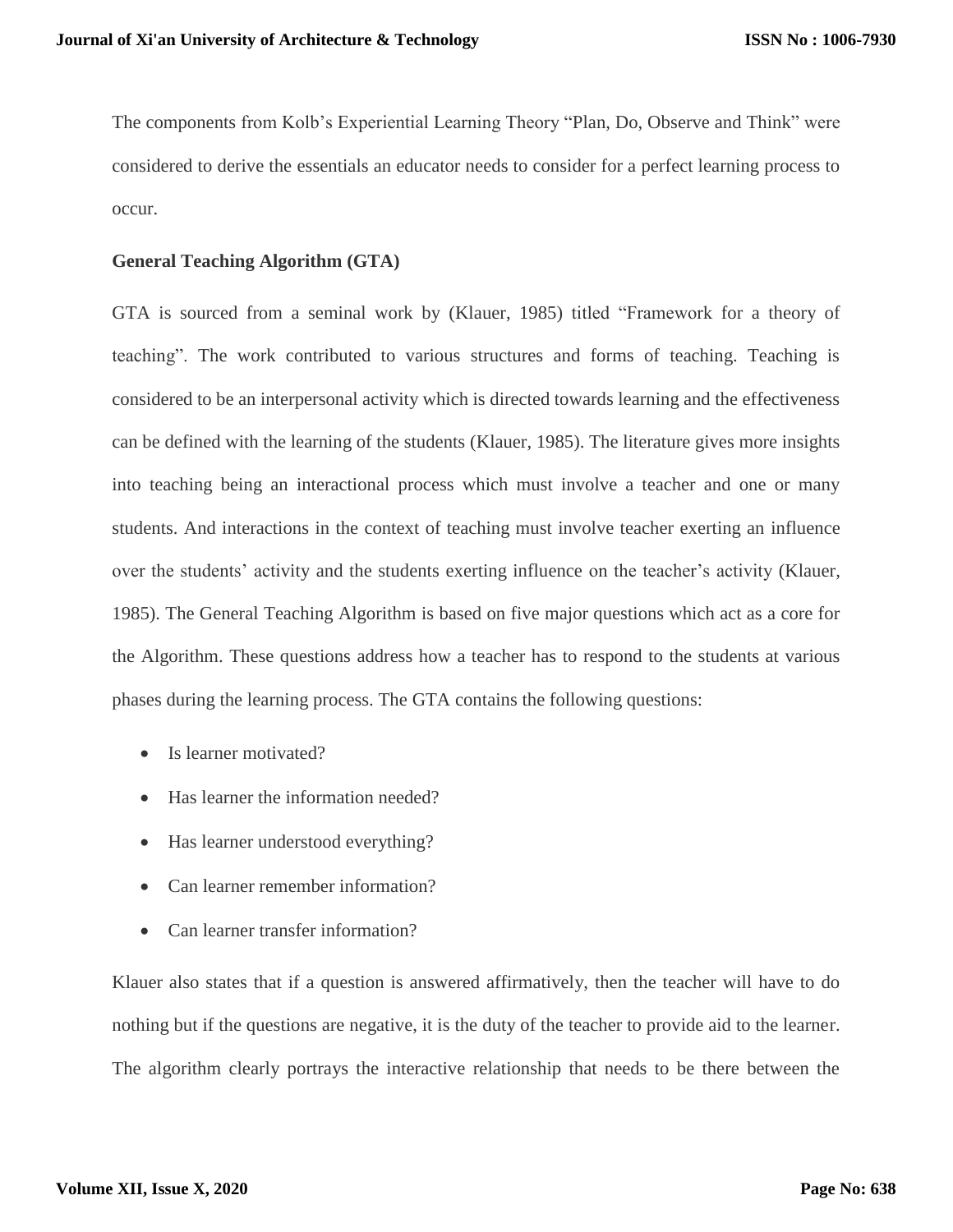The components from Kolb's Experiential Learning Theory "Plan, Do, Observe and Think" were considered to derive the essentials an educator needs to consider for a perfect learning process to occur.

**General Teaching Algorithm (GTA)**

GTA is sourced from a seminal work by (Klauer, 1985) titled "Framework for a theory of teaching". The work contributed to various structures and forms of teaching. Teaching is considered to be an interpersonal activity which is directed towards learning and the effectiveness can be defined with the learning of the students (Klauer, 1985). The literature gives more insights into teaching being an interactional process which must involve a teacher and one or many students. And interactions in the context of teaching must involve teacher exerting an influence over the students' activity and the students exerting influence on the teacher's activity (Klauer, 1985). The General Teaching Algorithm is based on five major questions which act as a core for the Algorithm. These questions address how a teacher has to respond to the students at various phases during the learning process. The GTA contains the following questions:

- Is learner motivated?
- Has learner the information needed?
- Has learner understood everything?
- Can learner remember information?
- Can learner transfer information?

Klauer also states that if a question is answered affirmatively, then the teacher will have to do nothing but if the questions are negative, it is the duty of the teacher to provide aid to the learner. The algorithm clearly portrays the interactive relationship that needs to be there between the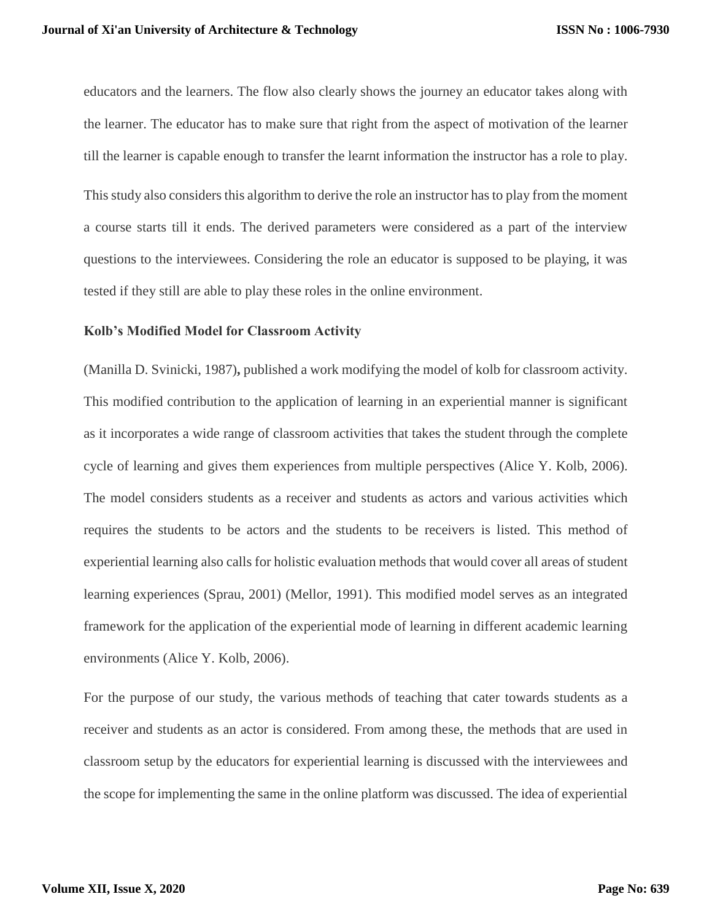educators and the learners. The flow also clearly shows the journey an educator takes along with the learner. The educator has to make sure that right from the aspect of motivation of the learner till the learner is capable enough to transfer the learnt information the instructor has a role to play.

This study also considers this algorithm to derive the role an instructor has to play from the moment a course starts till it ends. The derived parameters were considered as a part of the interview questions to the interviewees. Considering the role an educator is supposed to be playing, it was tested if they still are able to play these roles in the online environment.

### Kolb's Modified Model for Classroom Activity

(Manilla D. Svinicki, 1987)**,** published a work modifying the model of kolb for classroom activity. This modified contribution to the application of learning in an experiential manner is significant as it incorporates a wide range of classroom activities that takes the student through the complete cycle of learning and gives them experiences from multiple perspectives (Alice Y. Kolb, 2006). The model considers students as a receiver and students as actors and various activities which requires the students to be actors and the students to be receivers is listed. This method of experiential learning also calls for holistic evaluation methods that would cover all areas of student learning experiences (Sprau, 2001) (Mellor, 1991). This modified model serves as an integrated framework for the application of the experiential mode of learning in different academic learning environments (Alice Y. Kolb, 2006).

For the purpose of our study, the various methods of teaching that cater towards students as a receiver and students as an actor is considered. From among these, the methods that are used in classroom setup by the educators for experiential learning is discussed with the interviewees and the scope for implementing the same in the online platform was discussed. The idea of experiential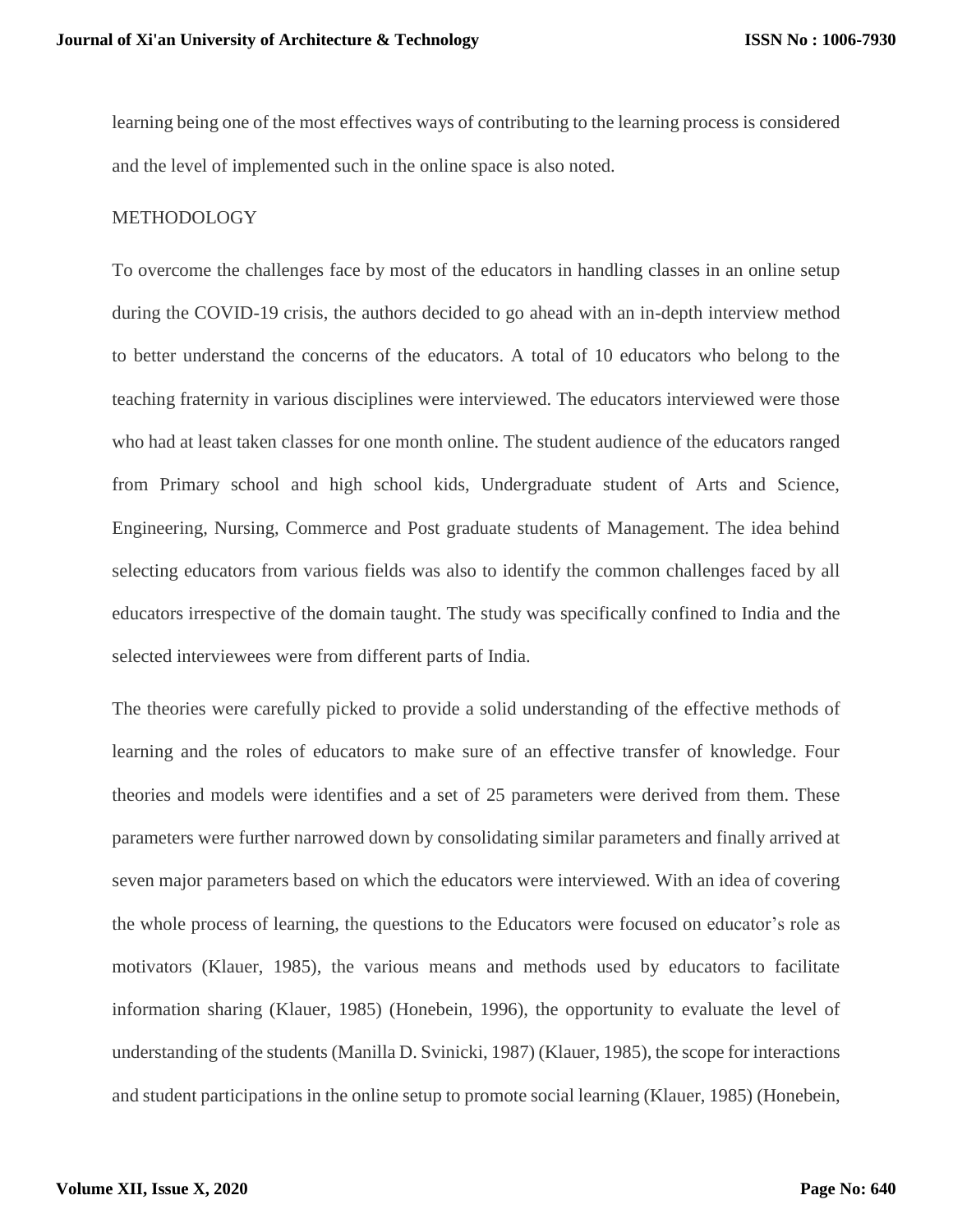learning being one of the most effectives ways of contributing to the learning process is considered and the level of implemented such in the online space is also noted.

## METHODOLOGY

To overcome the challenges face by most of the educators in handling classes in an online setup during the COVID-19 crisis, the authors decided to go ahead with an in-depth interview method to better understand the concerns of the educators. A total of 10 educators who belong to the teaching fraternity in various disciplines were interviewed. The educators interviewed were those who had at least taken classes for one month online. The student audience of the educators ranged from Primary school and high school kids, Undergraduate student of Arts and Science, Engineering, Nursing, Commerce and Post graduate students of Management. The idea behind selecting educators from various fields was also to identify the common challenges faced by all educators irrespective of the domain taught. The study was specifically confined to India and the selected interviewees were from different parts of India.

The theories were carefully picked to provide a solid understanding of the effective methods of learning and the roles of educators to make sure of an effective transfer of knowledge. Four theories and models were identifies and a set of 25 parameters were derived from them. These parameters were further narrowed down by consolidating similar parameters and finally arrived at seven major parameters based on which the educators were interviewed. With an idea of covering the whole process of learning, the questions to the Educators were focused on educator's role as motivators (Klauer, 1985), the various means and methods used by educators to facilitate information sharing (Klauer, 1985) (Honebein, 1996), the opportunity to evaluate the level of understanding of the students (Manilla D. Svinicki, 1987) (Klauer, 1985), the scope for interactions and student participations in the online setup to promote social learning (Klauer, 1985) (Honebein,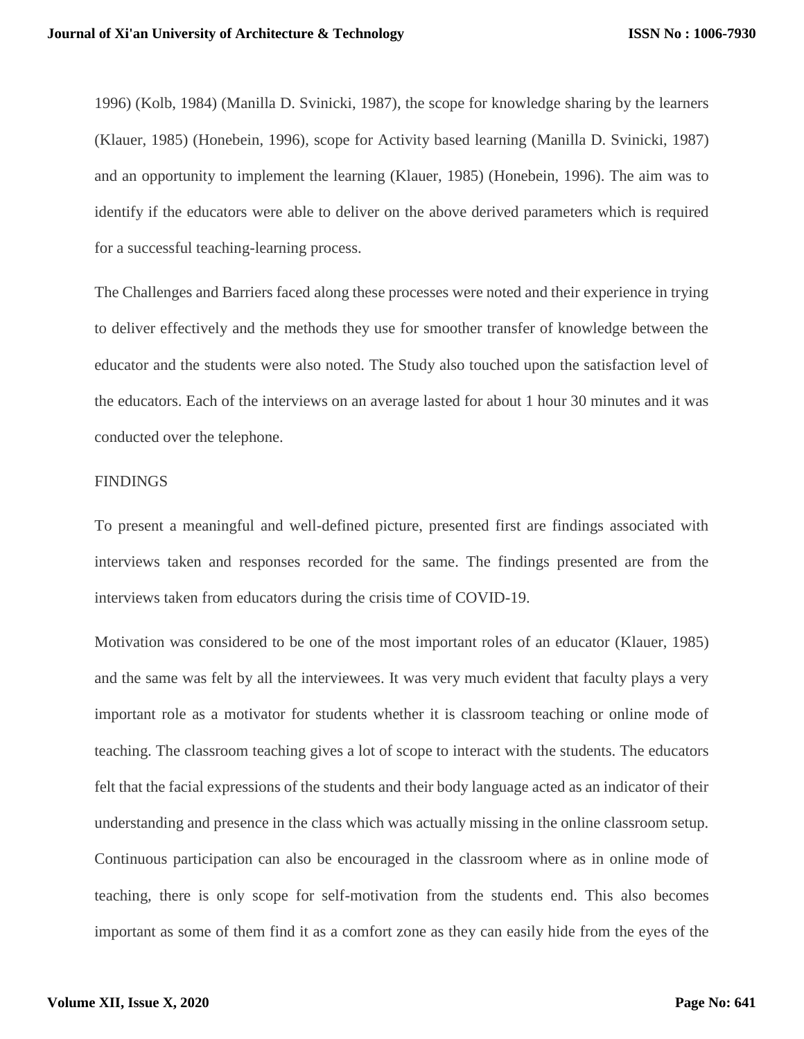1996) (Kolb, 1984) (Manilla D. Svinicki, 1987), the scope for knowledge sharing by the learners (Klauer, 1985) (Honebein, 1996), scope for Activity based learning (Manilla D. Svinicki, 1987) and an opportunity to implement the learning (Klauer, 1985) (Honebein, 1996). The aim was to identify if the educators were able to deliver on the above derived parameters which is required for a successful teaching-learning process.

The Challenges and Barriers faced along these processes were noted and their experience in trying to deliver effectively and the methods they use for smoother transfer of knowledge between the educator and the students were also noted. The Study also touched upon the satisfaction level of the educators. Each of the interviews on an average lasted for about 1 hour 30 minutes and it was conducted over the telephone.

## FINDINGS

To present a meaningful and well-defined picture, presented first are findings associated with interviews taken and responses recorded for the same. The findings presented are from the interviews taken from educators during the crisis time of COVID-19.

Motivation was considered to be one of the most important roles of an educator (Klauer, 1985) and the same was felt by all the interviewees. It was very much evident that faculty plays a very important role as a motivator for students whether it is classroom teaching or online mode of teaching. The classroom teaching gives a lot of scope to interact with the students. The educators felt that the facial expressions of the students and their body language acted as an indicator of their understanding and presence in the class which was actually missing in the online classroom setup. Continuous participation can also be encouraged in the classroom where as in online mode of teaching, there is only scope for self-motivation from the students end. This also becomes important as some of them find it as a comfort zone as they can easily hide from the eyes of the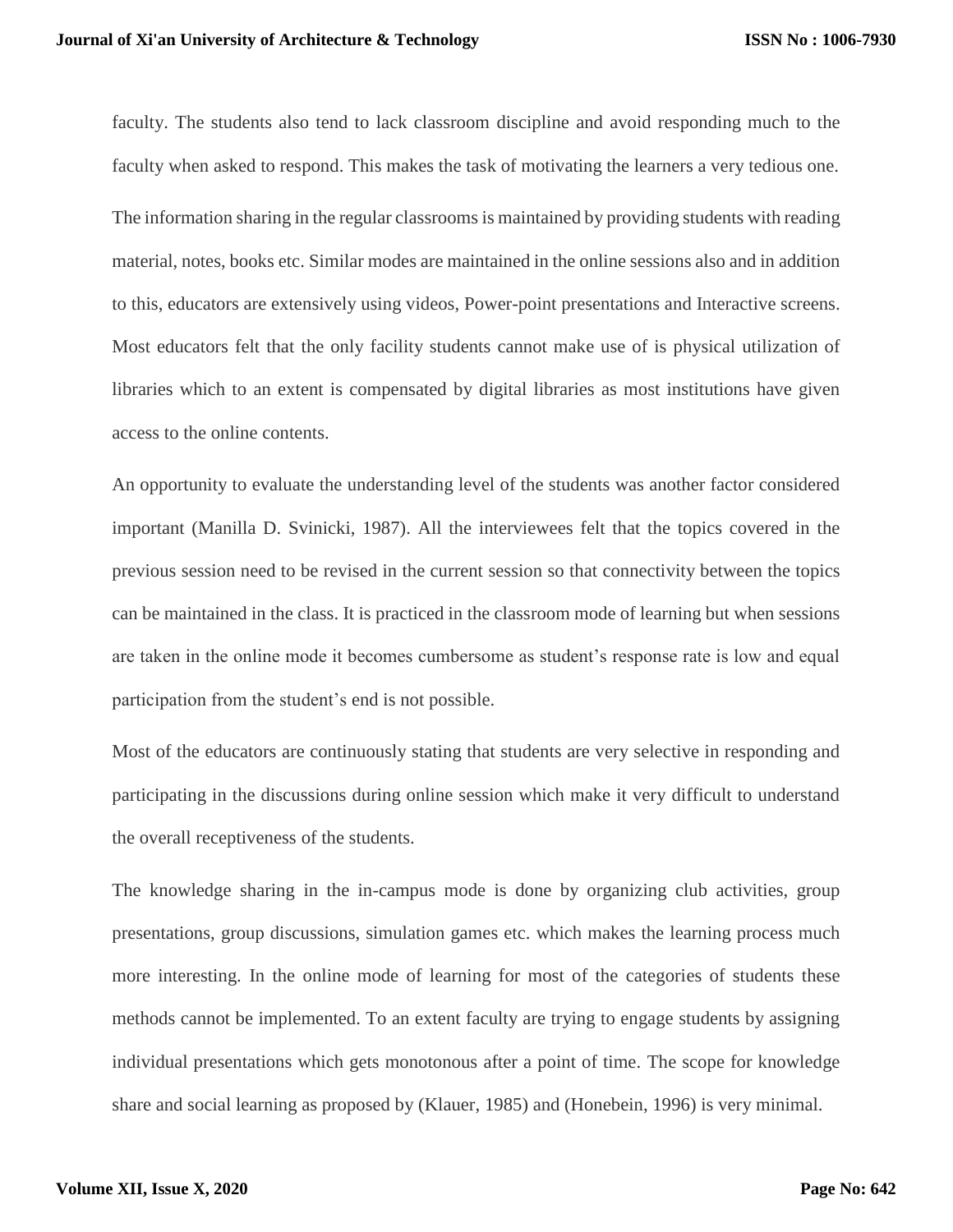faculty. The students also tend to lack classroom discipline and avoid responding much to the faculty when asked to respond. This makes the task of motivating the learners a very tedious one.

The information sharing in the regular classrooms is maintained by providing students with reading material, notes, books etc. Similar modes are maintained in the online sessions also and in addition to this, educators are extensively using videos, Power-point presentations and Interactive screens. Most educators felt that the only facility students cannot make use of is physical utilization of libraries which to an extent is compensated by digital libraries as most institutions have given access to the online contents.

An opportunity to evaluate the understanding level of the students was another factor considered important (Manilla D. Svinicki, 1987). All the interviewees felt that the topics covered in the previous session need to be revised in the current session so that connectivity between the topics can be maintained in the class. It is practiced in the classroom mode of learning but when sessions are taken in the online mode it becomes cumbersome as student's response rate is low and equal participation from the student's end is not possible.

Most of the educators are continuously stating that students are very selective in responding and participating in the discussions during online session which make it very difficult to understand the overall receptiveness of the students.

The knowledge sharing in the in-campus mode is done by organizing club activities, group presentations, group discussions, simulation games etc. which makes the learning process much more interesting. In the online mode of learning for most of the categories of students these methods cannot be implemented. To an extent faculty are trying to engage students by assigning individual presentations which gets monotonous after a point of time. The scope for knowledge share and social learning as proposed by (Klauer, 1985) and (Honebein, 1996) is very minimal.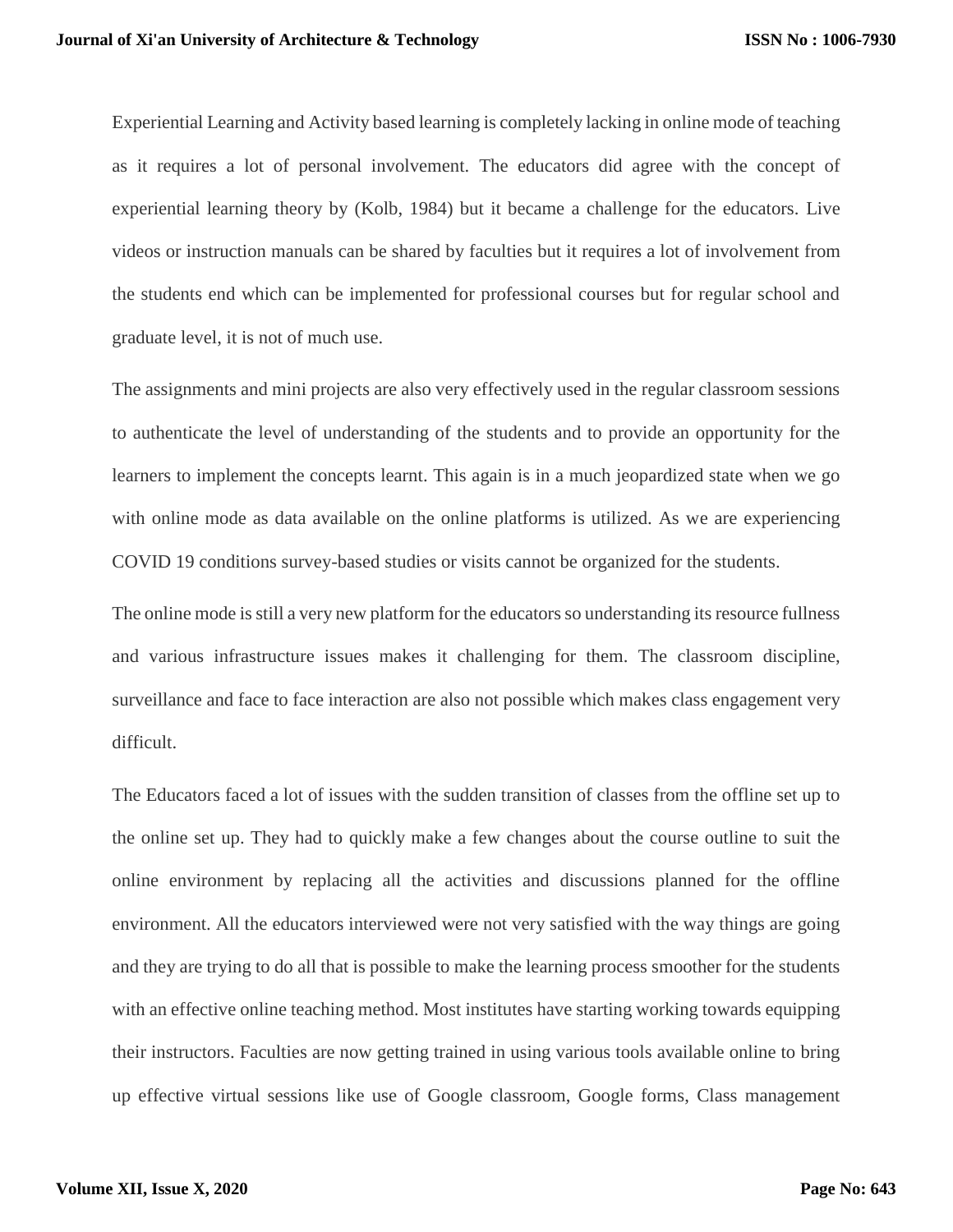Experiential Learning and Activity based learning is completely lacking in online mode of teaching as it requires a lot of personal involvement. The educators did agree with the concept of experiential learning theory by (Kolb, 1984) but it became a challenge for the educators. Live videos or instruction manuals can be shared by faculties but it requires a lot of involvement from the students end which can be implemented for professional courses but for regular school and graduate level, it is not of much use.

The assignments and mini projects are also very effectively used in the regular classroom sessions to authenticate the level of understanding of the students and to provide an opportunity for the learners to implement the concepts learnt. This again is in a much jeopardized state when we go with online mode as data available on the online platforms is utilized. As we are experiencing COVID 19 conditions survey-based studies or visits cannot be organized for the students.

The online mode is still a very new platform for the educators so understanding its resource fullness and various infrastructure issues makes it challenging for them. The classroom discipline, surveillance and face to face interaction are also not possible which makes class engagement very difficult.

The Educators faced a lot of issues with the sudden transition of classes from the offline set up to the online set up. They had to quickly make a few changes about the course outline to suit the online environment by replacing all the activities and discussions planned for the offline environment. All the educators interviewed were not very satisfied with the way things are going and they are trying to do all that is possible to make the learning process smoother for the students with an effective online teaching method. Most institutes have starting working towards equipping their instructors. Faculties are now getting trained in using various tools available online to bring up effective virtual sessions like use of Google classroom, Google forms, Class management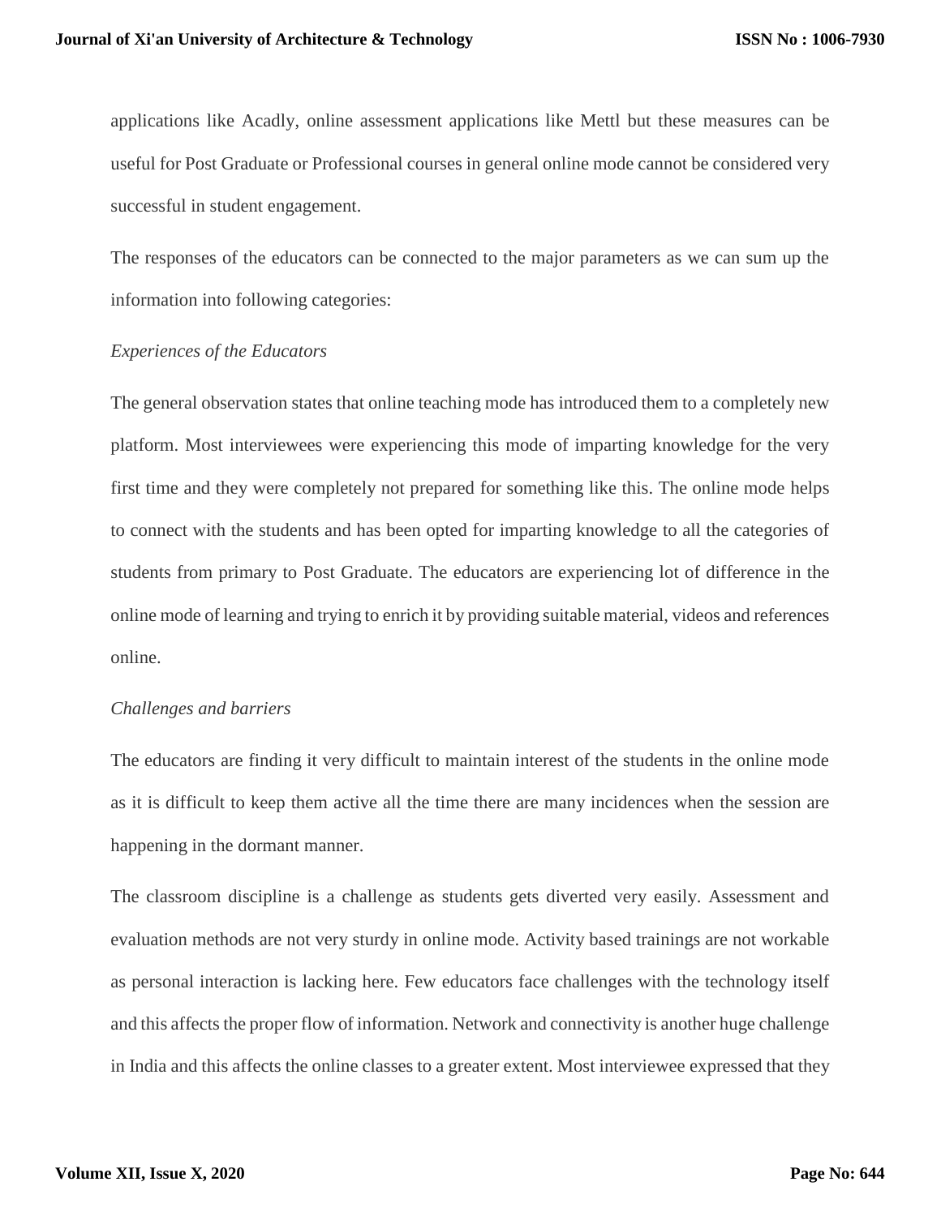applications like Acadly, online assessment applications like Mettl but these measures can be useful for Post Graduate or Professional courses in general online mode cannot be considered very successful in student engagement.

The responses of the educators can be connected to the major parameters as we can sum up the information into following categories:

*Experiences of the Educators*

The general observation states that online teaching mode has introduced them to a completely new platform. Most interviewees were experiencing this mode of imparting knowledge for the very first time and they were completely not prepared for something like this. The online mode helps to connect with the students and has been opted for imparting knowledge to all the categories of students from primary to Post Graduate. The educators are experiencing lot of difference in the online mode of learning and trying to enrich it by providing suitable material, videos and references online.

*Challenges and barriers*

The educators are finding it very difficult to maintain interest of the students in the online mode as it is difficult to keep them active all the time there are many incidences when the session are happening in the dormant manner.

The classroom discipline is a challenge as students gets diverted very easily. Assessment and evaluation methods are not very sturdy in online mode. Activity based trainings are not workable as personal interaction is lacking here. Few educators face challenges with the technology itself and this affects the proper flow of information. Network and connectivity is another huge challenge in India and this affects the online classes to a greater extent. Most interviewee expressed that they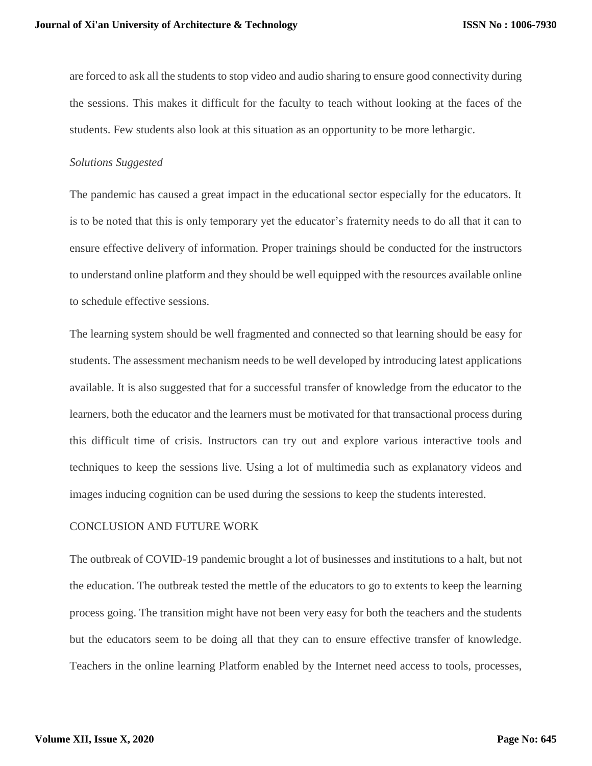are forced to ask all the students to stop video and audio sharing to ensure good connectivity during the sessions. This makes it difficult for the faculty to teach without looking at the faces of the students. Few students also look at this situation as an opportunity to be more lethargic.

### *Solutions Suggested*

The pandemic has caused a great impact in the educational sector especially for the educators. It is to be noted that this is only temporary yet the educator's fraternity needs to do all that it can to ensure effective delivery of information. Proper trainings should be conducted for the instructors to understand online platform and they should be well equipped with the resources available online to schedule effective sessions.

The learning system should be well fragmented and connected so that learning should be easy for students. The assessment mechanism needs to be well developed by introducing latest applications available. It is also suggested that for a successful transfer of knowledge from the educator to the learners, both the educator and the learners must be motivated for that transactional process during this difficult time of crisis. Instructors can try out and explore various interactive tools and techniques to keep the sessions live. Using a lot of multimedia such as explanatory videos and images inducing cognition can be used during the sessions to keep the students interested.

## CONCLUSION AND FUTURE WORK

The outbreak of COVID-19 pandemic brought a lot of businesses and institutions to a halt, but not the education. The outbreak tested the mettle of the educators to go to extents to keep the learning process going. The transition might have not been very easy for both the teachers and the students but the educators seem to be doing all that they can to ensure effective transfer of knowledge. Teachers in the online learning Platform enabled by the Internet need access to tools, processes,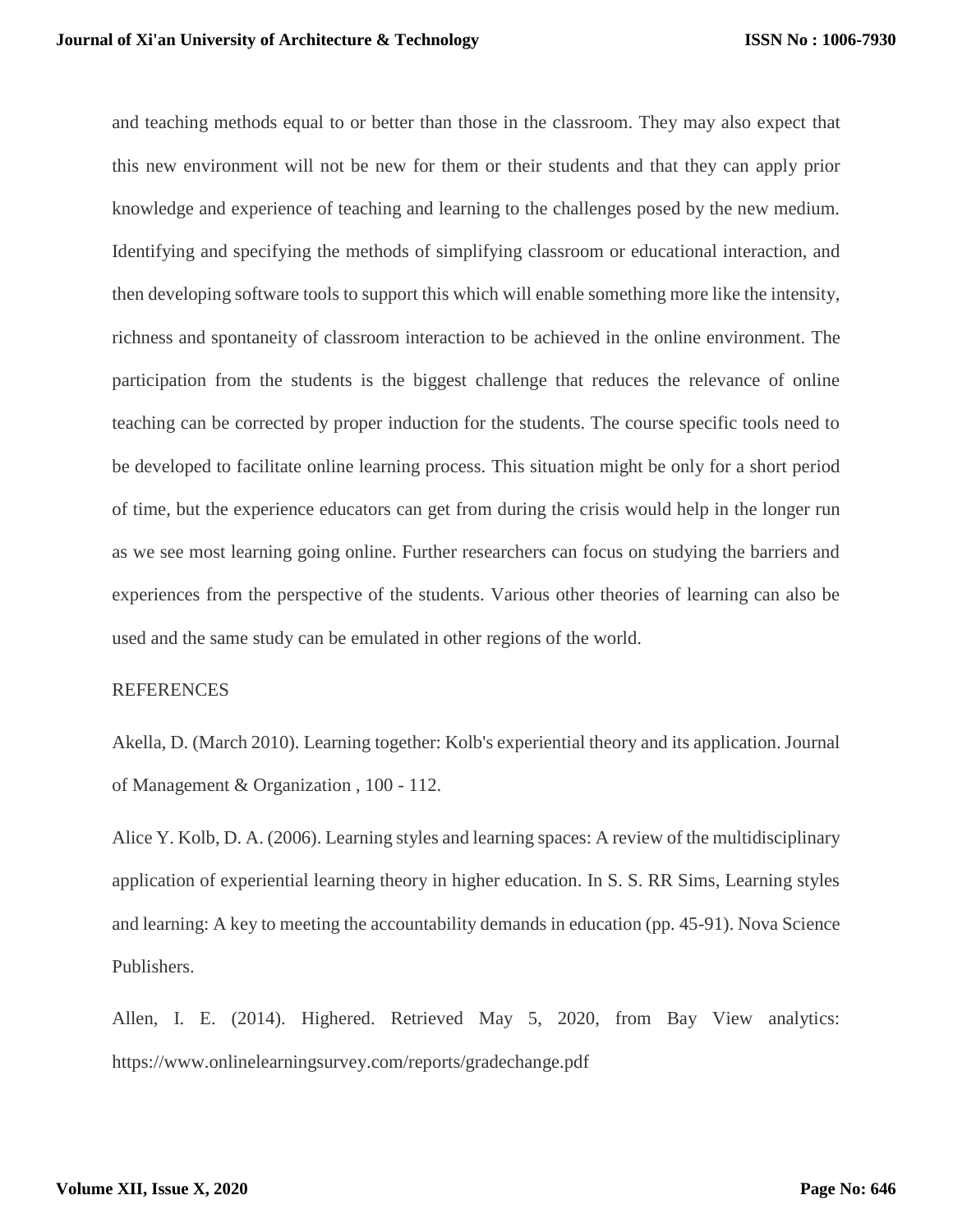and teaching methods equal to or better than those in the classroom. They may also expect that this new environment will not be new for them or their students and that they can apply prior knowledge and experience of teaching and learning to the challenges posed by the new medium. Identifying and specifying the methods of simplifying classroom or educational interaction, and then developing software tools to support this which will enable something more like the intensity, richness and spontaneity of classroom interaction to be achieved in the online environment. The participation from the students is the biggest challenge that reduces the relevance of online teaching can be corrected by proper induction for the students. The course specific tools need to be developed to facilitate online learning process. This situation might be only for a short period of time, but the experience educators can get from during the crisis would help in the longer run as we see most learning going online. Further researchers can focus on studying the barriers and experiences from the perspective of the students. Various other theories of learning can also be used and the same study can be emulated in other regions of the world.

REFERENCES

Akella, D. (March 2010). Learning together: Kolb's experiential theory and its application. Journal of Management & Organization , 100 - 112.

Alice Y. Kolb, D. A. (2006). Learning styles and learning spaces: A review of the multidisciplinary application of experiential learning theory in higher education. In S. S. RR Sims, Learning styles and learning: A key to meeting the accountability demands in education (pp. 45-91). Nova Science Publishers.

Allen, I. E. (2014). Highered. Retrieved May 5, 2020, from Bay View analytics: https://www.onlinelearningsurvey.com/reports/gradechange.pdf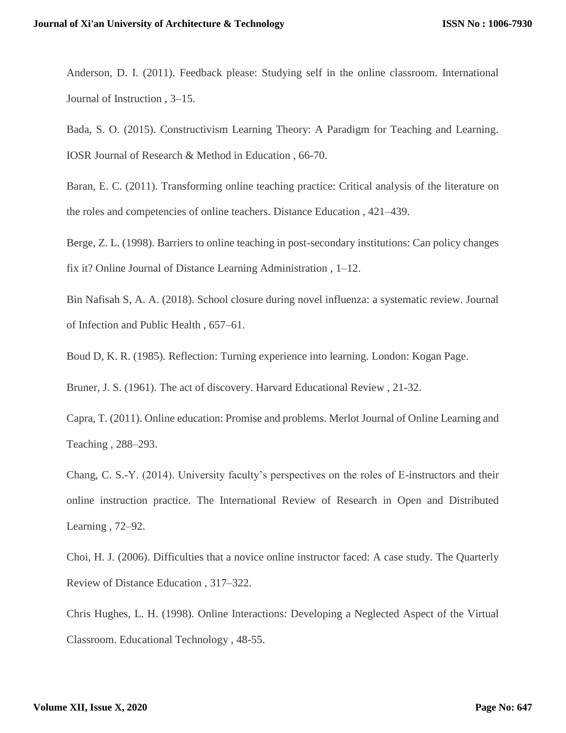Anderson, D. I. (2011). Feedback please: Studying self in the online classroom. International Journal of Instruction , 3–15.

Bada, S. O. (2015). Constructivism Learning Theory: A Paradigm for Teaching and Learning. IOSR Journal of Research & Method in Education , 66-70.

Baran, E. C. (2011). Transforming online teaching practice: Critical analysis of the literature on the roles and competencies of online teachers. Distance Education , 421–439.

Berge, Z. L. (1998). Barriers to online teaching in post-secondary institutions: Can policy changes fix it? Online Journal of Distance Learning Administration , 1–12.

Bin Nafisah S, A. A. (2018). School closure during novel influenza: a systematic review. Journal of Infection and Public Health , 657–61.

Boud D, K. R. (1985). Reflection: Turning experience into learning. London: Kogan Page.

Bruner, J. S. (1961). The act of discovery. Harvard Educational Review , 21-32.

Capra, T. (2011). Online education: Promise and problems. Merlot Journal of Online Learning and Teaching , 288–293.

Chang, C. S.-Y. (2014). University faculty's perspectives on the roles of E-instructors and their online instruction practice. The International Review of Research in Open and Distributed Learning , 72–92.

Choi, H. J. (2006). Difficulties that a novice online instructor faced: A case study. The Quarterly Review of Distance Education , 317–322.

Chris Hughes, L. H. (1998). Online Interactions: Developing a Neglected Aspect of the Virtual Classroom. Educational Technology , 48-55.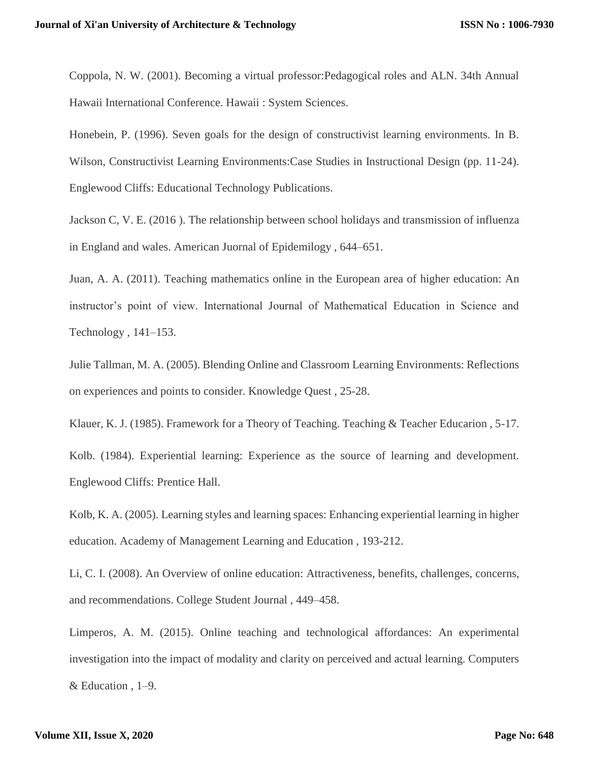Coppola, N. W. (2001). Becoming a virtual professor:Pedagogical roles and ALN. 34th Annual Hawaii International Conference. Hawaii : System Sciences.

Honebein, P. (1996). Seven goals for the design of constructivist learning environments. In B. Wilson, Constructivist Learning Environments:Case Studies in Instructional Design (pp. 11-24). Englewood Cliffs: Educational Technology Publications.

Jackson C, V. E. (2016 ). The relationship between school holidays and transmission of influenza in England and wales. American Juornal of Epidemilogy , 644–651.

Juan, A. A. (2011). Teaching mathematics online in the European area of higher education: An instructor's point of view. International Journal of Mathematical Education in Science and Technology , 141–153.

Julie Tallman, M. A. (2005). Blending Online and Classroom Learning Environments: Reflections on experiences and points to consider. Knowledge Quest , 25-28.

Klauer, K. J. (1985). Framework for a Theory of Teaching. Teaching & Teacher Educarion , 5-17.

Kolb. (1984). Experiential learning: Experience as the source of learning and development. Englewood Cliffs: Prentice Hall.

Kolb, K. A. (2005). Learning styles and learning spaces: Enhancing experiential learning in higher education. Academy of Management Learning and Education , 193-212.

Li, C. I. (2008). An Overview of online education: Attractiveness, benefits, challenges, concerns, and recommendations. College Student Journal , 449–458.

Limperos, A. M. (2015). Online teaching and technological affordances: An experimental investigation into the impact of modality and clarity on perceived and actual learning. Computers & Education , 1–9.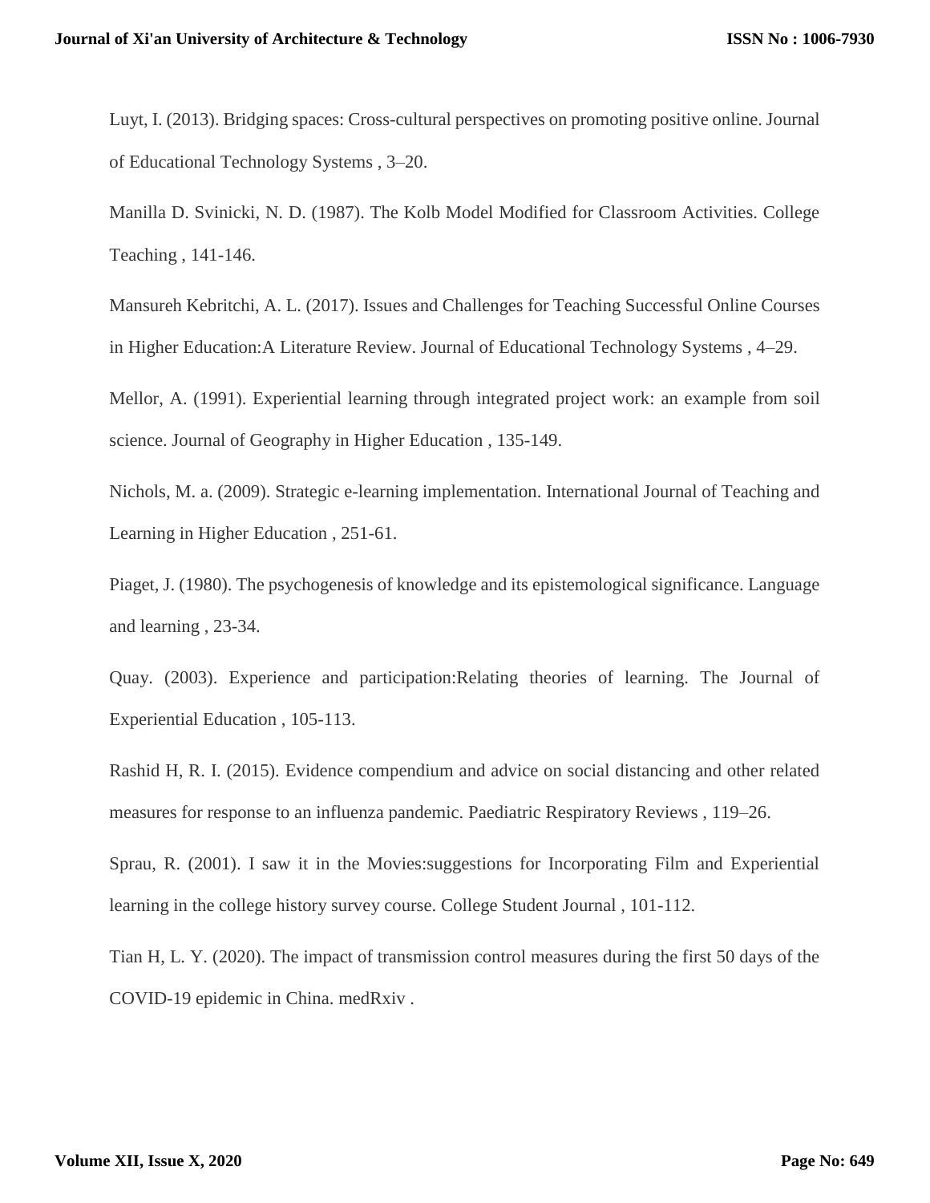Luyt, I. (2013). Bridging spaces: Cross-cultural perspectives on promoting positive online. Journal of Educational Technology Systems , 3–20.

Manilla D. Svinicki, N. D. (1987). The Kolb Model Modified for Classroom Activities. College Teaching , 141-146.

Mansureh Kebritchi, A. L. (2017). Issues and Challenges for Teaching Successful Online Courses in Higher Education:A Literature Review. Journal of Educational Technology Systems , 4–29.

Mellor, A. (1991). Experiential learning through integrated project work: an example from soil science. Journal of Geography in Higher Education , 135-149.

Nichols, M. a. (2009). Strategic e-learning implementation. International Journal of Teaching and Learning in Higher Education , 251-61.

Piaget, J. (1980). The psychogenesis of knowledge and its epistemological significance. Language and learning , 23-34.

Quay. (2003). Experience and participation:Relating theories of learning. The Journal of Experiential Education , 105-113.

Rashid H, R. I. (2015). Evidence compendium and advice on social distancing and other related measures for response to an influenza pandemic. Paediatric Respiratory Reviews , 119–26.

Sprau, R. (2001). I saw it in the Movies:suggestions for Incorporating Film and Experiential learning in the college history survey course. College Student Journal , 101-112.

Tian H, L. Y. (2020). The impact of transmission control measures during the first 50 days of the COVID-19 epidemic in China. medRxiv .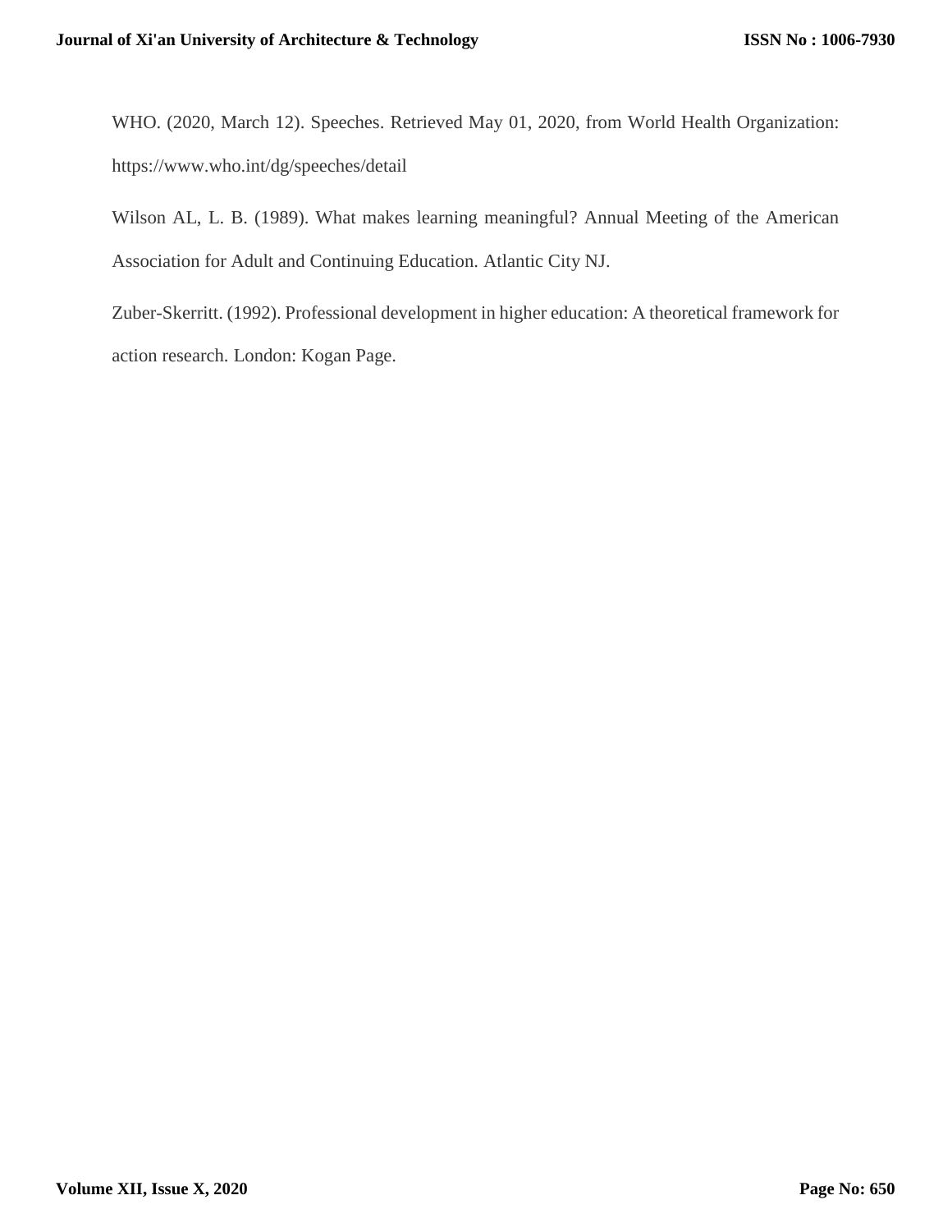WHO. (2020, March 12). Speeches. Retrieved May 01, 2020, from World Health Organization: https://www.who.int/dg/speeches/detail

Wilson AL, L. B. (1989). What makes learning meaningful? Annual Meeting of the American Association for Adult and Continuing Education. Atlantic City NJ.

Zuber-Skerritt. (1992). Professional development in higher education: A theoretical framework for action research. London: Kogan Page.